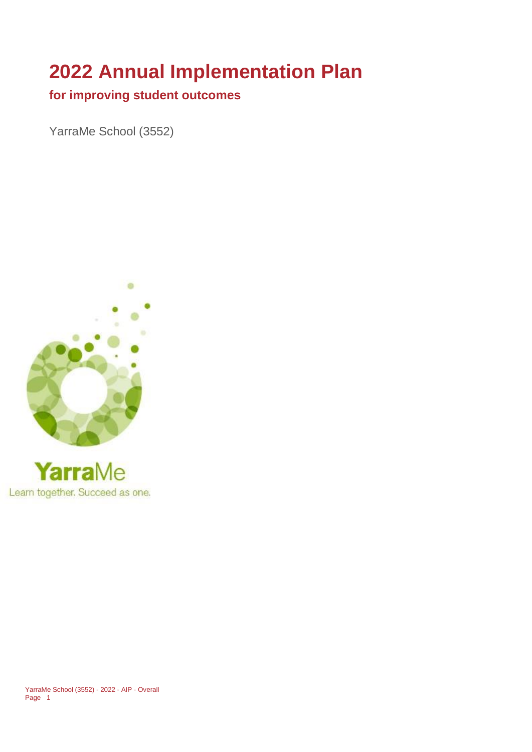# 2022 Annual Implementation Plan

## for improving student outcomes

YarraMe School (3552)

YarraMe
Learn together. Succeed as one.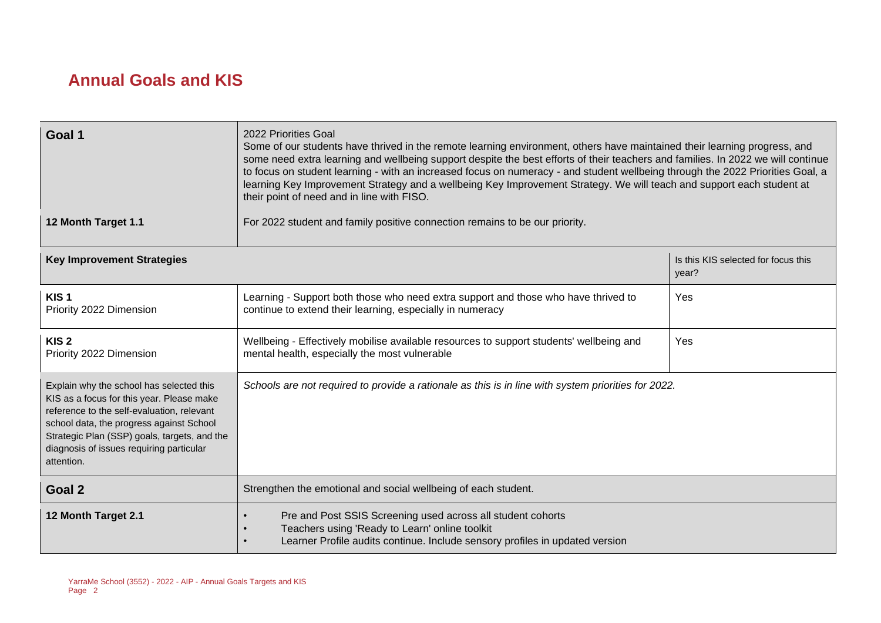## Annual Goals and KIS

| **Goal 1** | 2022 Priorities Goal<br>Some of our students have thrived in the remote learning environment, others have maintained their learning progress, and some need extra learning and wellbeing support despite the best efforts of their teachers and families. In 2022 we will continue to focus on student learning - with an increased focus on numeracy - and student wellbeing through the 2022 Priorities Goal, a learning Key Improvement Strategy and a wellbeing Key Improvement Strategy. We will teach and support each student at their point of need and in line with FISO. | |
|---|---|---|
| **12 Month Target 1.1** | For 2022 student and family positive connection remains to be our priority. | |
| **Key Improvement Strategies** | | Is this KIS selected for focus this year? |
| **KIS 1**<br>Priority 2022 Dimension | Learning - Support both those who need extra support and those who have thrived to continue to extend their learning, especially in numeracy | Yes |
| **KIS 2**<br>Priority 2022 Dimension | Wellbeing - Effectively mobilise available resources to support students' wellbeing and mental health, especially the most vulnerable | Yes |
| Explain why the school has selected this KIS as a focus for this year. Please make reference to the self-evaluation, relevant school data, the progress against School Strategic Plan (SSP) goals, targets, and the diagnosis of issues requiring particular attention. | *Schools are not required to provide a rationale as this is in line with system priorities for 2022.* | |
| **Goal 2** | Strengthen the emotional and social wellbeing of each student. | |
| **12 Month Target 2.1** | • Pre and Post SSIS Screening used across all student cohorts<br>• Teachers using 'Ready to Learn' online toolkit<br>• Learner Profile audits continue. Include sensory profiles in updated version | |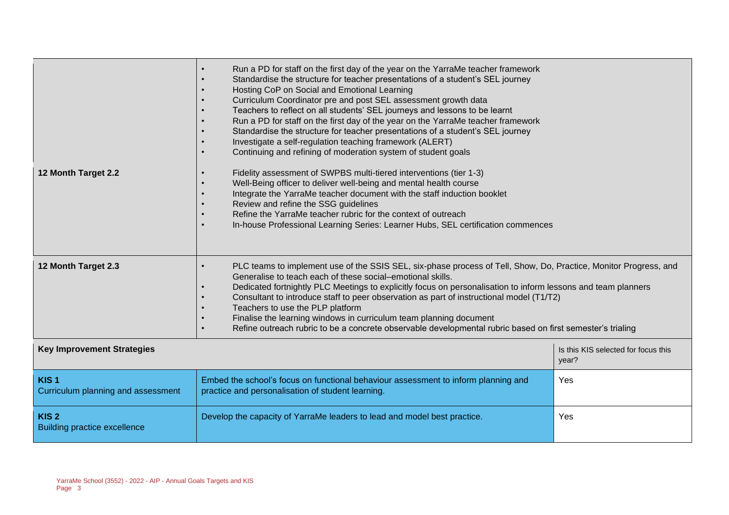| | | |
|---|---|---|
| | • Run a PD for staff on the first day of the year on the YarraMe teacher framework<br>• Standardise the structure for teacher presentations of a student's SEL journey<br>• Hosting CoP on Social and Emotional Learning<br>• Curriculum Coordinator pre and post SEL assessment growth data<br>• Teachers to reflect on all students' SEL journeys and lessons to be learnt<br>• Run a PD for staff on the first day of the year on the YarraMe teacher framework<br>• Standardise the structure for teacher presentations of a student's SEL journey<br>• Investigate a self-regulation teaching framework (ALERT)<br>• Continuing and refining of moderation system of student goals | |
| 12 Month Target 2.2 | • Fidelity assessment of SWPBS multi-tiered interventions (tier 1-3)<br>• Well-Being officer to deliver well-being and mental health course<br>• Integrate the YarraMe teacher document with the staff induction booklet<br>• Review and refine the SSG guidelines<br>• Refine the YarraMe teacher rubric for the context of outreach<br>• In-house Professional Learning Series: Learner Hubs, SEL certification commences | |
| 12 Month Target 2.3 | • PLC teams to implement use of the SSIS SEL, six-phase process of Tell, Show, Do, Practice, Monitor Progress, and Generalise to teach each of these social–emotional skills.<br>• Dedicated fortnightly PLC Meetings to explicitly focus on personalisation to inform lessons and team planners<br>• Consultant to introduce staff to peer observation as part of instructional model (T1/T2)<br>• Teachers to use the PLP platform<br>• Finalise the learning windows in curriculum team planning document<br>• Refine outreach rubric to be a concrete observable developmental rubric based on first semester's trialing | |
| **Key Improvement Strategies** | | Is this KIS selected for focus this year? |
| **KIS 1**<br>Curriculum planning and assessment | Embed the school's focus on functional behaviour assessment to inform planning and practice and personalisation of student learning. | Yes |
| **KIS 2**<br>Building practice excellence | Develop the capacity of YarraMe leaders to lead and model best practice. | Yes |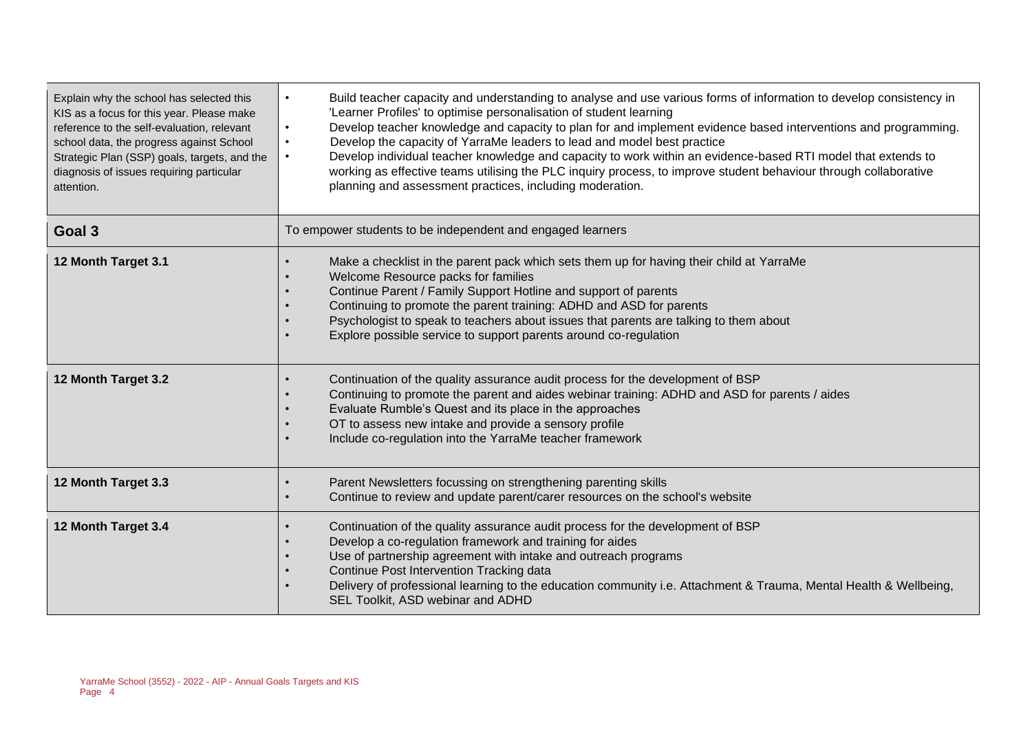| Explain why the school has selected this KIS as a focus for this year. Please make reference to the self-evaluation, relevant school data, the progress against School Strategic Plan (SSP) goals, targets, and the diagnosis of issues requiring particular attention. | • Build teacher capacity and understanding to analyse and use various forms of information to develop consistency in 'Learner Profiles' to optimise personalisation of student learning<br>• Develop teacher knowledge and capacity to plan for and implement evidence based interventions and programming.<br>• Develop the capacity of YarraMe leaders to lead and model best practice<br>• Develop individual teacher knowledge and capacity to work within an evidence-based RTI model that extends to working as effective teams utilising the PLC inquiry process, to improve student behaviour through collaborative planning and assessment practices, including moderation. |
|---|---|
| **Goal 3** | To empower students to be independent and engaged learners |
| **12 Month Target 3.1** | • Make a checklist in the parent pack which sets them up for having their child at YarraMe<br>• Welcome Resource packs for families<br>• Continue Parent / Family Support Hotline and support of parents<br>• Continuing to promote the parent training: ADHD and ASD for parents<br>• Psychologist to speak to teachers about issues that parents are talking to them about<br>• Explore possible service to support parents around co-regulation |
| **12 Month Target 3.2** | • Continuation of the quality assurance audit process for the development of BSP<br>• Continuing to promote the parent and aides webinar training: ADHD and ASD for parents / aides<br>• Evaluate Rumble's Quest and its place in the approaches<br>• OT to assess new intake and provide a sensory profile<br>• Include co-regulation into the YarraMe teacher framework |
| **12 Month Target 3.3** | • Parent Newsletters focussing on strengthening parenting skills<br>• Continue to review and update parent/carer resources on the school's website |
| **12 Month Target 3.4** | • Continuation of the quality assurance audit process for the development of BSP<br>• Develop a co-regulation framework and training for aides<br>• Use of partnership agreement with intake and outreach programs<br>• Continue Post Intervention Tracking data<br>• Delivery of professional learning to the education community i.e. Attachment & Trauma, Mental Health & Wellbeing, SEL Toolkit, ASD webinar and ADHD |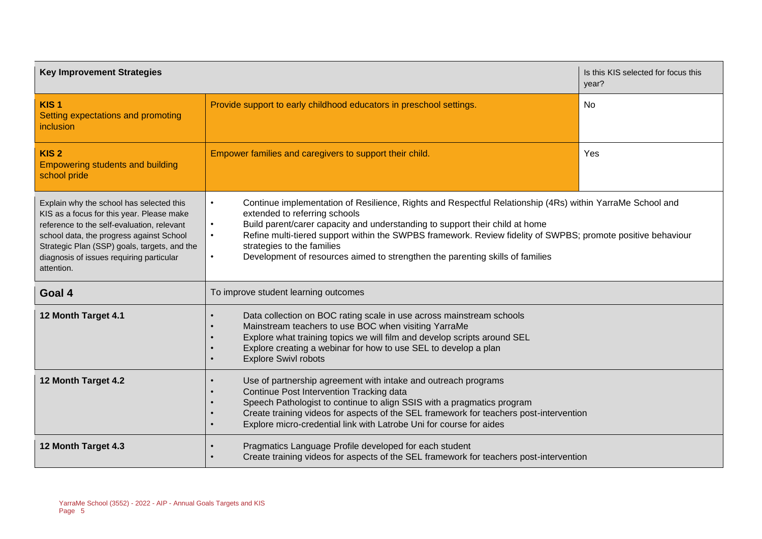| Key Improvement Strategies | | Is this KIS selected for focus this year? |
|---|---|---|
| **KIS 1**<br>Setting expectations and promoting inclusion | Provide support to early childhood educators in preschool settings. | No |
| **KIS 2**<br>Empowering students and building school pride | Empower families and caregivers to support their child. | Yes |
| Explain why the school has selected this KIS as a focus for this year. Please make reference to the self-evaluation, relevant school data, the progress against School Strategic Plan (SSP) goals, targets, and the diagnosis of issues requiring particular attention. | • Continue implementation of Resilience, Rights and Respectful Relationship (4Rs) within YarraMe School and extended to referring schools<br>• Build parent/carer capacity and understanding to support their child at home<br>• Refine multi-tiered support within the SWPBS framework. Review fidelity of SWPBS; promote positive behaviour strategies to the families<br>• Development of resources aimed to strengthen the parenting skills of families | |
| **Goal 4** | To improve student learning outcomes | |
| **12 Month Target 4.1** | • Data collection on BOC rating scale in use across mainstream schools<br>• Mainstream teachers to use BOC when visiting YarraMe<br>• Explore what training topics we will film and develop scripts around SEL<br>• Explore creating a webinar for how to use SEL to develop a plan<br>• Explore Swivl robots | |
| **12 Month Target 4.2** | • Use of partnership agreement with intake and outreach programs<br>• Continue Post Intervention Tracking data<br>• Speech Pathologist to continue to align SSIS with a pragmatics program<br>• Create training videos for aspects of the SEL framework for teachers post-intervention<br>• Explore micro-credential link with Latrobe Uni for course for aides | |
| **12 Month Target 4.3** | • Pragmatics Language Profile developed for each student<br>• Create training videos for aspects of the SEL framework for teachers post-intervention | |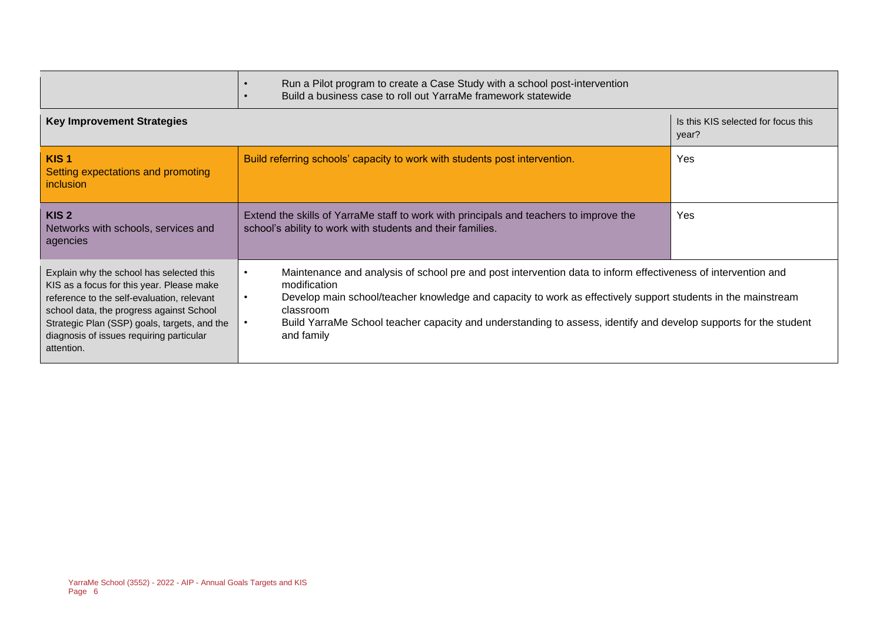| | | |
|---|---|---|
| | • Run a Pilot program to create a Case Study with a school post-intervention<br>• Build a business case to roll out YarraMe framework statewide | |
| **Key Improvement Strategies** | | Is this KIS selected for focus this year? |
| **KIS 1**<br>Setting expectations and promoting inclusion | Build referring schools' capacity to work with students post intervention. | Yes |
| **KIS 2**<br>Networks with schools, services and agencies | Extend the skills of YarraMe staff to work with principals and teachers to improve the school's ability to work with students and their families. | Yes |
| Explain why the school has selected this KIS as a focus for this year. Please make reference to the self-evaluation, relevant school data, the progress against School Strategic Plan (SSP) goals, targets, and the diagnosis of issues requiring particular attention. | • Maintenance and analysis of school pre and post intervention data to inform effectiveness of intervention and modification<br>• Develop main school/teacher knowledge and capacity to work as effectively support students in the mainstream classroom<br>• Build YarraMe School teacher capacity and understanding to assess, identify and develop supports for the student and family | |